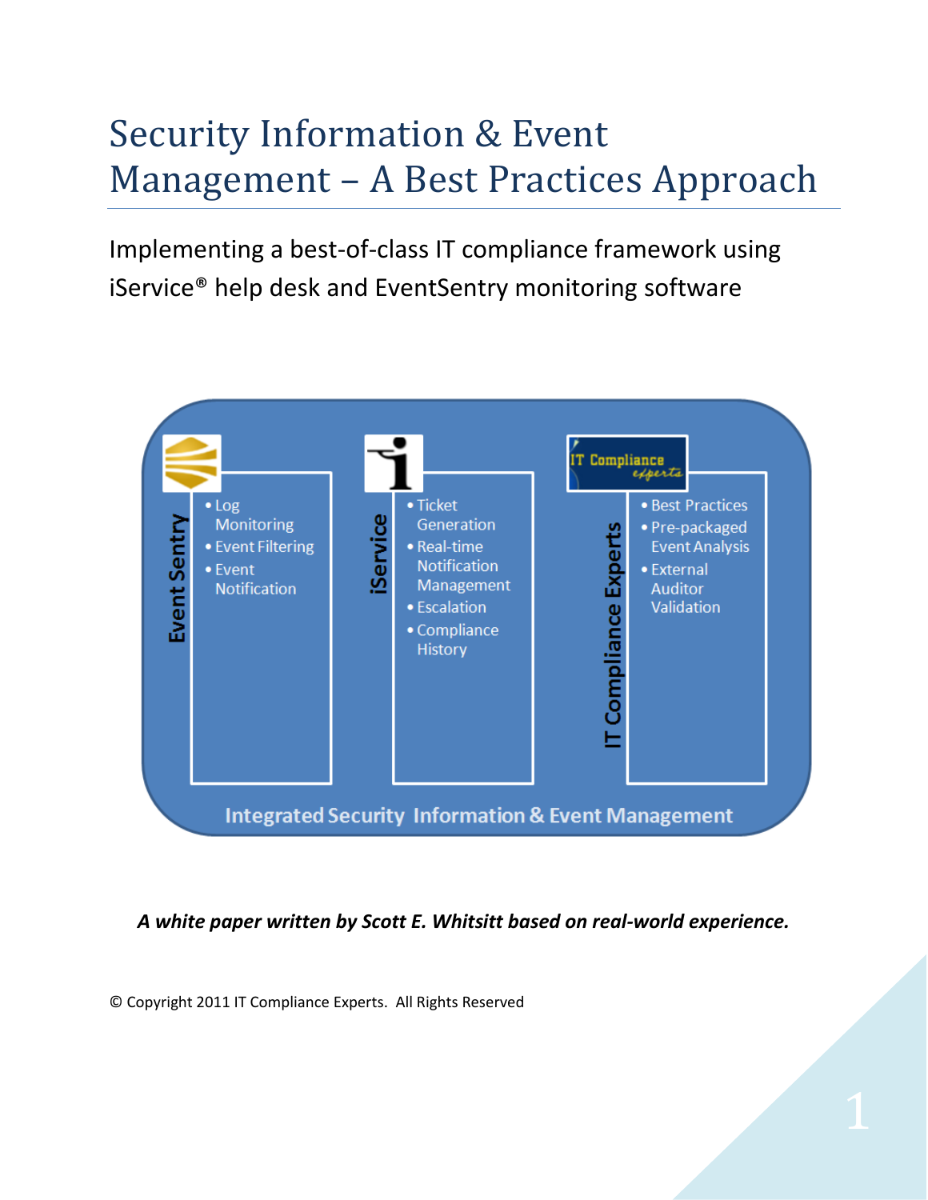# Security Information & Event Management – A Best Practices Approach

Implementing a best-of-class IT compliance framework using iService® help desk and EventSentry monitoring software

**Event Sentry**
- Log Monitoring
- Event Filtering
- Event Notification

**iService**
- Ticket Generation
- Real-time Notification Management
- Escalation
- Compliance History

**IT Compliance Experts**
- Best Practices
- Pre-packaged Event Analysis
- External Auditor Validation

Integrated Security Information & Event Management

***A white paper written by Scott E. Whitsitt based on real-world experience.***

© Copyright 2011 IT Compliance Experts. All Rights Reserved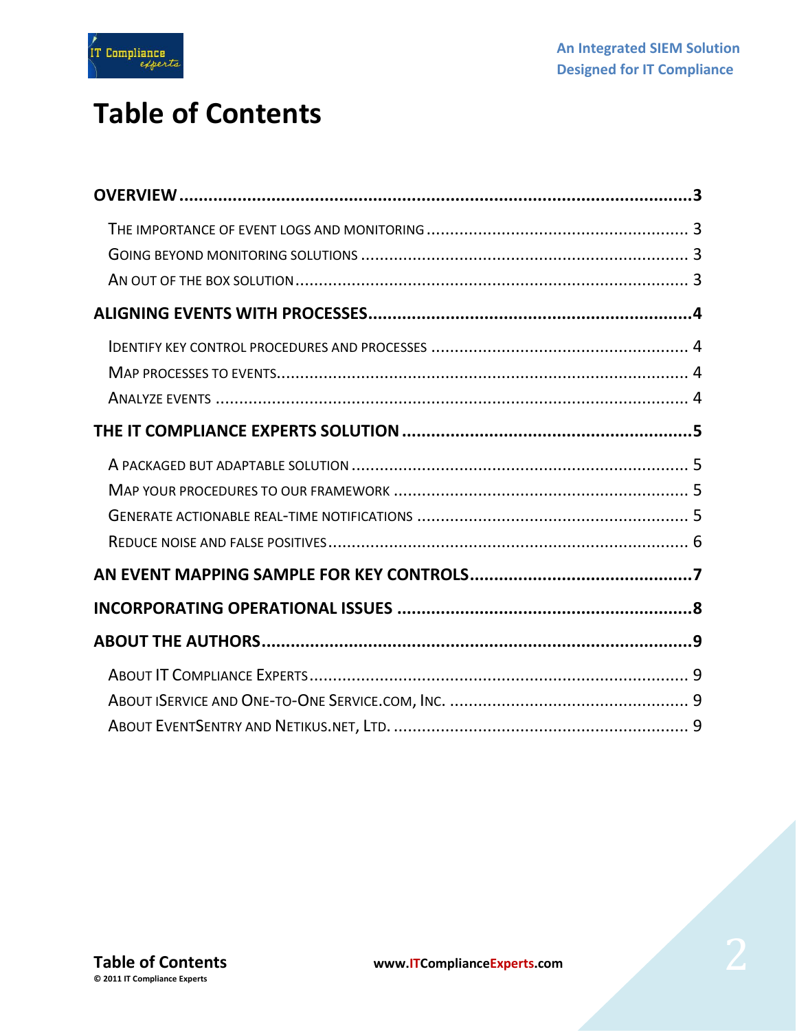# Table of Contents

- **OVERVIEW** ..... 3
  - The importance of event logs and monitoring ..... 3
  - Going beyond monitoring solutions ..... 3
  - An out of the box solution ..... 3
- **ALIGNING EVENTS WITH PROCESSES** ..... 4
  - Identify key control procedures and processes ..... 4
  - Map processes to events ..... 4
  - Analyze events ..... 4
- **THE IT COMPLIANCE EXPERTS SOLUTION** ..... 5
  - A packaged but adaptable solution ..... 5
  - Map your procedures to our framework ..... 5
  - Generate actionable real-time notifications ..... 5
  - Reduce noise and false positives ..... 6
- **AN EVENT MAPPING SAMPLE FOR KEY CONTROLS** ..... 7
- **INCORPORATING OPERATIONAL ISSUES** ..... 8
- **ABOUT THE AUTHORS** ..... 9
  - About IT Compliance Experts ..... 9
  - About iService and One-to-One Service.com, Inc. ..... 9
  - About EventSentry and Netikus.net, Ltd. ..... 9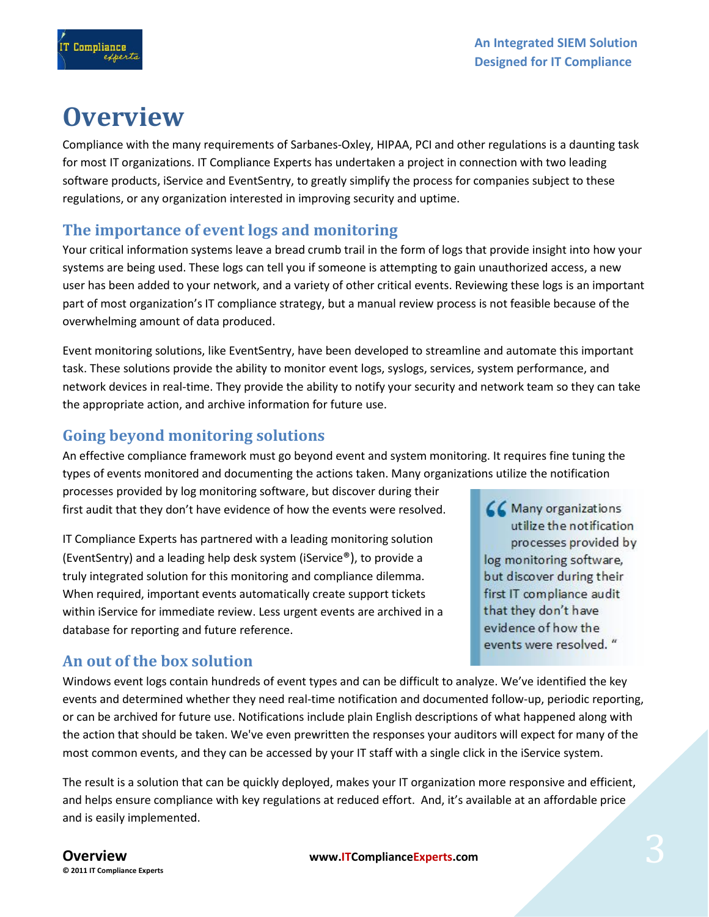# Overview

Compliance with the many requirements of Sarbanes-Oxley, HIPAA, PCI and other regulations is a daunting task for most IT organizations. IT Compliance Experts has undertaken a project in connection with two leading software products, iService and EventSentry, to greatly simplify the process for companies subject to these regulations, or any organization interested in improving security and uptime.

## The importance of event logs and monitoring

Your critical information systems leave a bread crumb trail in the form of logs that provide insight into how your systems are being used. These logs can tell you if someone is attempting to gain unauthorized access, a new user has been added to your network, and a variety of other critical events. Reviewing these logs is an important part of most organization's IT compliance strategy, but a manual review process is not feasible because of the overwhelming amount of data produced.

Event monitoring solutions, like EventSentry, have been developed to streamline and automate this important task. These solutions provide the ability to monitor event logs, syslogs, services, system performance, and network devices in real-time. They provide the ability to notify your security and network team so they can take the appropriate action, and archive information for future use.

## Going beyond monitoring solutions

An effective compliance framework must go beyond event and system monitoring. It requires fine tuning the types of events monitored and documenting the actions taken. Many organizations utilize the notification processes provided by log monitoring software, but discover during their first audit that they don't have evidence of how the events were resolved.

> "Many organizations utilize the notification processes provided by log monitoring software, but discover during their first IT compliance audit that they don't have evidence of how the events were resolved."

IT Compliance Experts has partnered with a leading monitoring solution (EventSentry) and a leading help desk system (iService®), to provide a truly integrated solution for this monitoring and compliance dilemma. When required, important events automatically create support tickets within iService for immediate review. Less urgent events are archived in a database for reporting and future reference.

## An out of the box solution

Windows event logs contain hundreds of event types and can be difficult to analyze. We've identified the key events and determined whether they need real-time notification and documented follow-up, periodic reporting, or can be archived for future use. Notifications include plain English descriptions of what happened along with the action that should be taken. We've even prewritten the responses your auditors will expect for many of the most common events, and they can be accessed by your IT staff with a single click in the iService system.

The result is a solution that can be quickly deployed, makes your IT organization more responsive and efficient, and helps ensure compliance with key regulations at reduced effort. And, it's available at an affordable price and is easily implemented.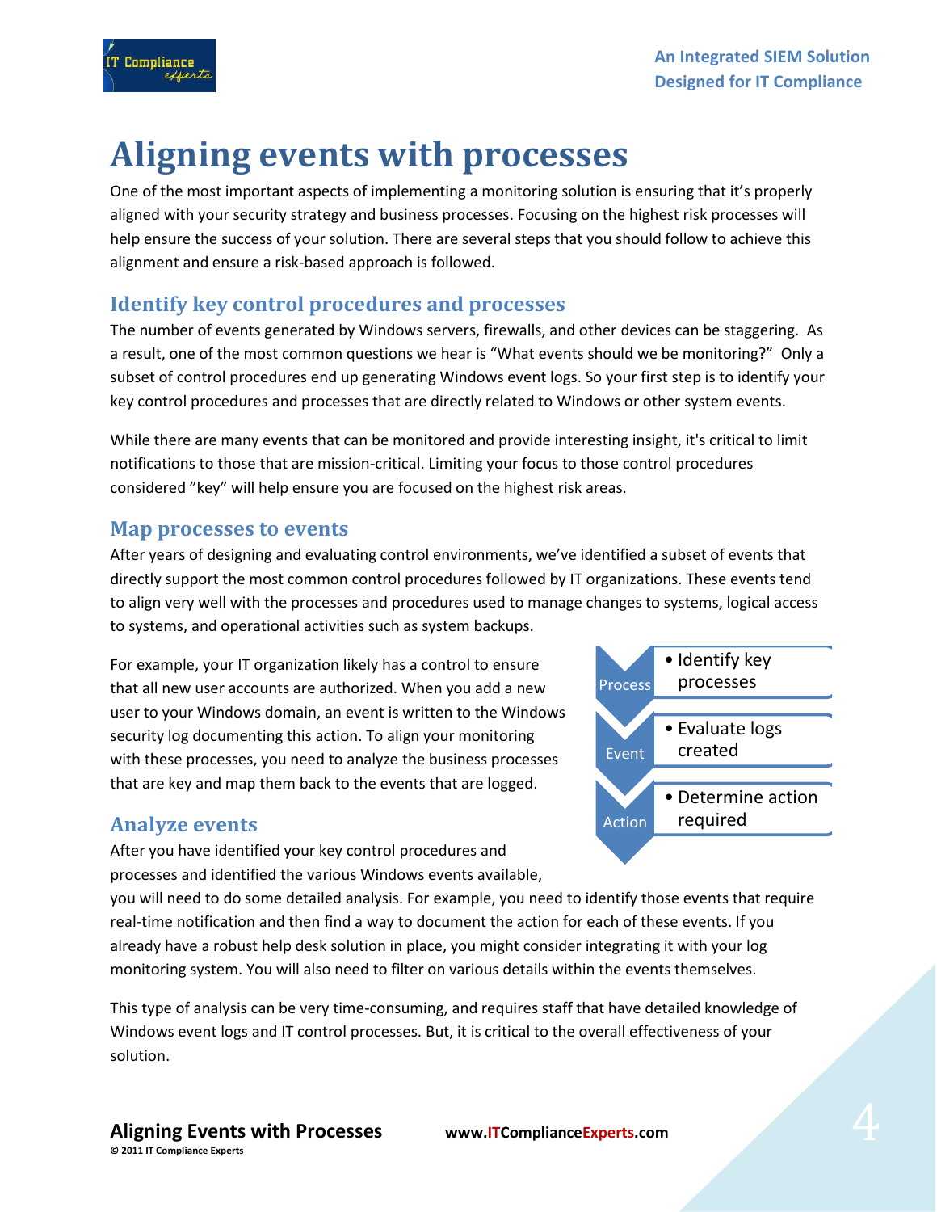# Aligning events with processes

One of the most important aspects of implementing a monitoring solution is ensuring that it's properly aligned with your security strategy and business processes. Focusing on the highest risk processes will help ensure the success of your solution. There are several steps that you should follow to achieve this alignment and ensure a risk-based approach is followed.

## Identify key control procedures and processes

The number of events generated by Windows servers, firewalls, and other devices can be staggering. As a result, one of the most common questions we hear is "What events should we be monitoring?" Only a subset of control procedures end up generating Windows event logs. So your first step is to identify your key control procedures and processes that are directly related to Windows or other system events.

While there are many events that can be monitored and provide interesting insight, it's critical to limit notifications to those that are mission-critical. Limiting your focus to those control procedures considered "key" will help ensure you are focused on the highest risk areas.

## Map processes to events

After years of designing and evaluating control environments, we've identified a subset of events that directly support the most common control procedures followed by IT organizations. These events tend to align very well with the processes and procedures used to manage changes to systems, logical access to systems, and operational activities such as system backups.

For example, your IT organization likely has a control to ensure that all new user accounts are authorized. When you add a new user to your Windows domain, an event is written to the Windows security log documenting this action. To align your monitoring with these processes, you need to analyze the business processes that are key and map them back to the events that are logged.

- **Process**
  - Identify key processes
- **Event**
  - Evaluate logs created
- **Action**
  - Determine action required

## Analyze events

After you have identified your key control procedures and processes and identified the various Windows events available, you will need to do some detailed analysis. For example, you need to identify those events that require real-time notification and then find a way to document the action for each of these events. If you already have a robust help desk solution in place, you might consider integrating it with your log monitoring system. You will also need to filter on various details within the events themselves.

This type of analysis can be very time-consuming, and requires staff that have detailed knowledge of Windows event logs and IT control processes. But, it is critical to the overall effectiveness of your solution.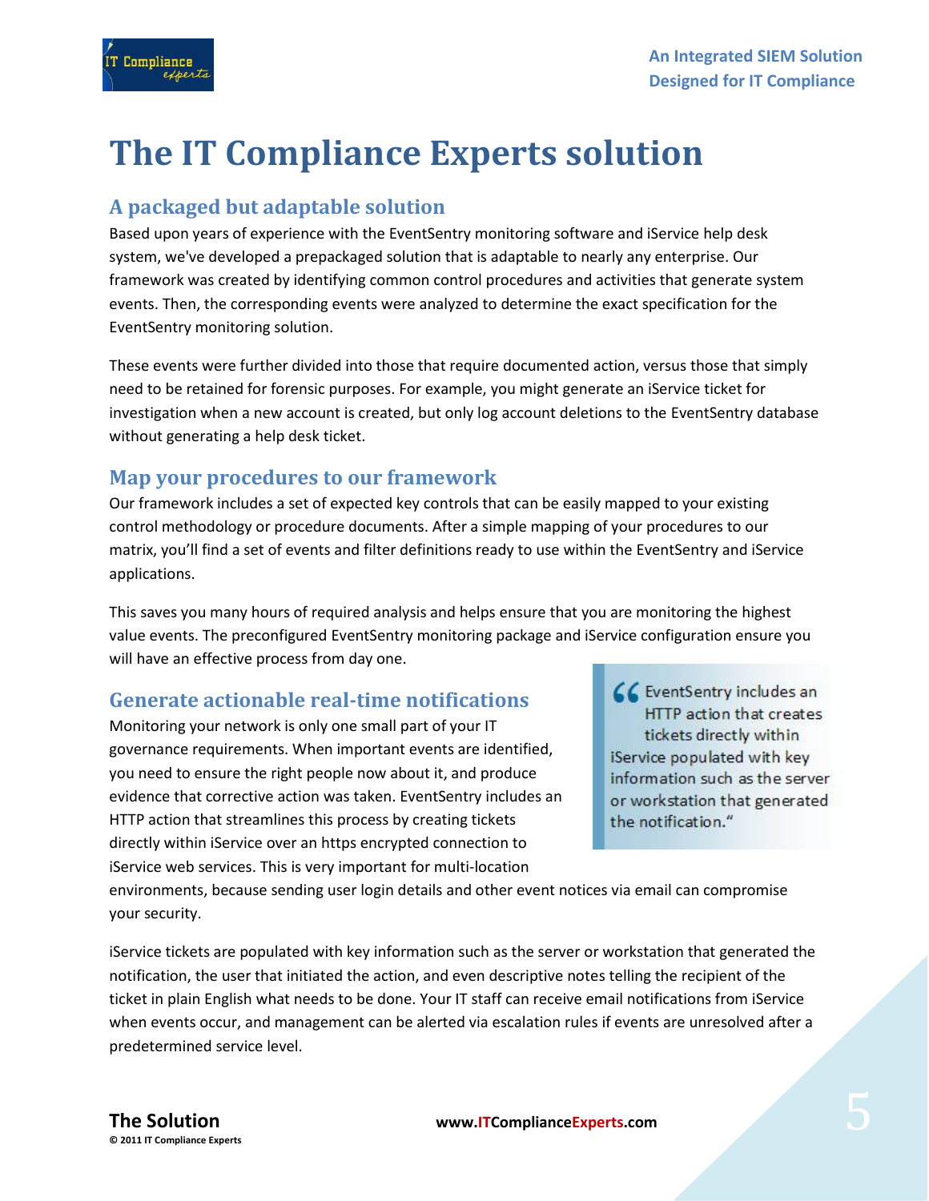# The IT Compliance Experts solution

## A packaged but adaptable solution

Based upon years of experience with the EventSentry monitoring software and iService help desk system, we've developed a prepackaged solution that is adaptable to nearly any enterprise. Our framework was created by identifying common control procedures and activities that generate system events. Then, the corresponding events were analyzed to determine the exact specification for the EventSentry monitoring solution.

These events were further divided into those that require documented action, versus those that simply need to be retained for forensic purposes. For example, you might generate an iService ticket for investigation when a new account is created, but only log account deletions to the EventSentry database without generating a help desk ticket.

## Map your procedures to our framework

Our framework includes a set of expected key controls that can be easily mapped to your existing control methodology or procedure documents. After a simple mapping of your procedures to our matrix, you'll find a set of events and filter definitions ready to use within the EventSentry and iService applications.

This saves you many hours of required analysis and helps ensure that you are monitoring the highest value events. The preconfigured EventSentry monitoring package and iService configuration ensure you will have an effective process from day one.

## Generate actionable real-time notifications

Monitoring your network is only one small part of your IT governance requirements. When important events are identified, you need to ensure the right people now about it, and produce evidence that corrective action was taken. EventSentry includes an HTTP action that streamlines this process by creating tickets directly within iService over an https encrypted connection to iService web services. This is very important for multi-location environments, because sending user login details and other event notices via email can compromise your security.

> "EventSentry includes an HTTP action that creates tickets directly within iService populated with key information such as the server or workstation that generated the notification."

iService tickets are populated with key information such as the server or workstation that generated the notification, the user that initiated the action, and even descriptive notes telling the recipient of the ticket in plain English what needs to be done. Your IT staff can receive email notifications from iService when events occur, and management can be alerted via escalation rules if events are unresolved after a predetermined service level.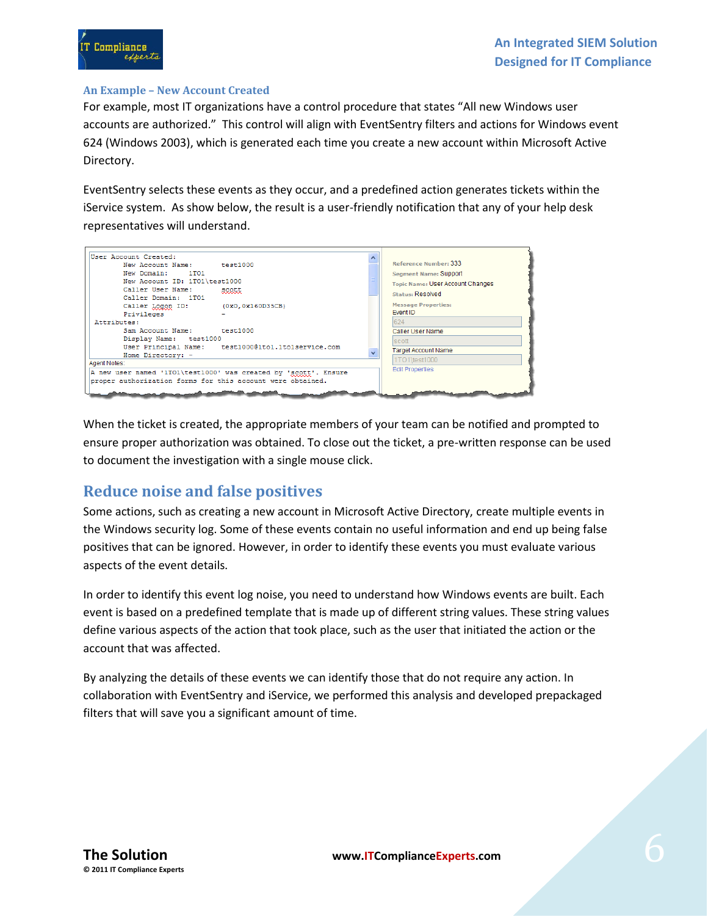### An Example – New Account Created

For example, most IT organizations have a control procedure that states "All new Windows user accounts are authorized." This control will align with EventSentry filters and actions for Windows event 624 (Windows 2003), which is generated each time you create a new account within Microsoft Active Directory.

EventSentry selects these events as they occur, and a predefined action generates tickets within the iService system. As show below, the result is a user-friendly notification that any of your help desk representatives will understand.

```
User Account Created:
        New Account Name:        test1000
        New Domain:        ITO1
        New Account ID: ITO1\test1000
        Caller User Name:        scott
        Caller Domain:   ITO1
        Caller Logon ID:         (0x0,0x160D35CB)
        Privileges               -
 Attributes:
        Sam Account Name:        test1000
        Display Name:    test1000
        User Principal Name:     test1000@itol.itolservice.com
        Home Directory: -
Agent Notes:
A new user named 'ITO1\test1000' was created by 'scott'. Ensure
proper authorization forms for this account were obtained.
```

```
Reference Number: 333
Segment Name: Support
Topic Name: User Account Changes
Status: Resolved
Message Properties:
Event ID
624
Caller User Name
scott
Target Account Name
ITO1\test1000
Edit Properties
```

When the ticket is created, the appropriate members of your team can be notified and prompted to ensure proper authorization was obtained. To close out the ticket, a pre-written response can be used to document the investigation with a single mouse click.

## Reduce noise and false positives

Some actions, such as creating a new account in Microsoft Active Directory, create multiple events in the Windows security log. Some of these events contain no useful information and end up being false positives that can be ignored. However, in order to identify these events you must evaluate various aspects of the event details.

In order to identify this event log noise, you need to understand how Windows events are built. Each event is based on a predefined template that is made up of different string values. These string values define various aspects of the action that took place, such as the user that initiated the action or the account that was affected.

By analyzing the details of these events we can identify those that do not require any action. In collaboration with EventSentry and iService, we performed this analysis and developed prepackaged filters that will save you a significant amount of time.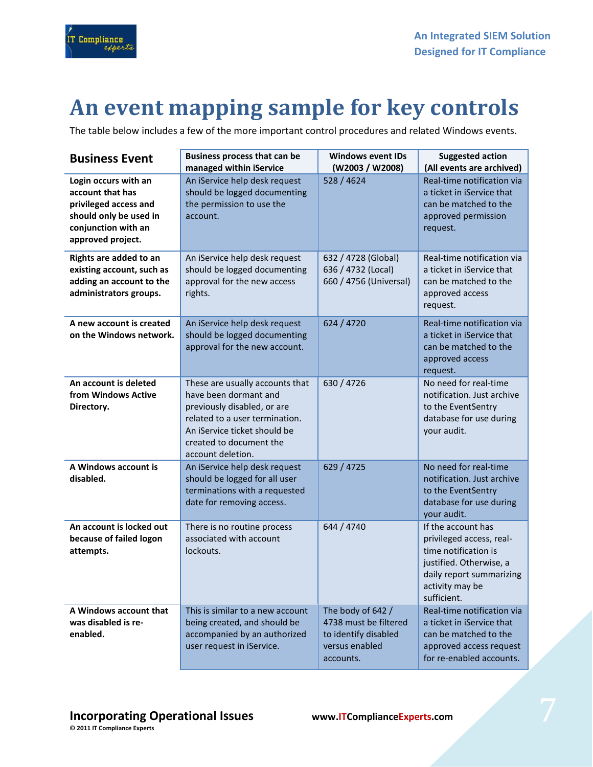# An event mapping sample for key controls

The table below includes a few of the more important control procedures and related Windows events.

| Business Event | Business process that can be managed within iService | Windows event IDs (W2003 / W2008) | Suggested action (All events are archived) |
|---|---|---|---|
| **Login occurs with an account that has privileged access and should only be used in conjunction with an approved project.** | An iService help desk request should be logged documenting the permission to use the account. | 528 / 4624 | Real-time notification via a ticket in iService that can be matched to the approved permission request. |
| **Rights are added to an existing account, such as adding an account to the administrators groups.** | An iService help desk request should be logged documenting approval for the new access rights. | 632 / 4728 (Global)<br>636 / 4732 (Local)<br>660 / 4756 (Universal) | Real-time notification via a ticket in iService that can be matched to the approved access request. |
| **A new account is created on the Windows network.** | An iService help desk request should be logged documenting approval for the new account. | 624 / 4720 | Real-time notification via a ticket in iService that can be matched to the approved access request. |
| **An account is deleted from Windows Active Directory.** | These are usually accounts that have been dormant and previously disabled, or are related to a user termination. An iService ticket should be created to document the account deletion. | 630 / 4726 | No need for real-time notification. Just archive to the EventSentry database for use during your audit. |
| **A Windows account is disabled.** | An iService help desk request should be logged for all user terminations with a requested date for removing access. | 629 / 4725 | No need for real-time notification. Just archive to the EventSentry database for use during your audit. |
| **An account is locked out because of failed logon attempts.** | There is no routine process associated with account lockouts. | 644 / 4740 | If the account has privileged access, real-time notification is justified. Otherwise, a daily report summarizing activity may be sufficient. |
| **A Windows account that was disabled is re-enabled.** | This is similar to a new account being created, and should be accompanied by an authorized user request in iService. | The body of 642 / 4738 must be filtered to identify disabled versus enabled accounts. | Real-time notification via a ticket in iService that can be matched to the approved access request for re-enabled accounts. |

**Incorporating Operational Issues**

© 2011 IT Compliance Experts

www.ITComplianceExperts.com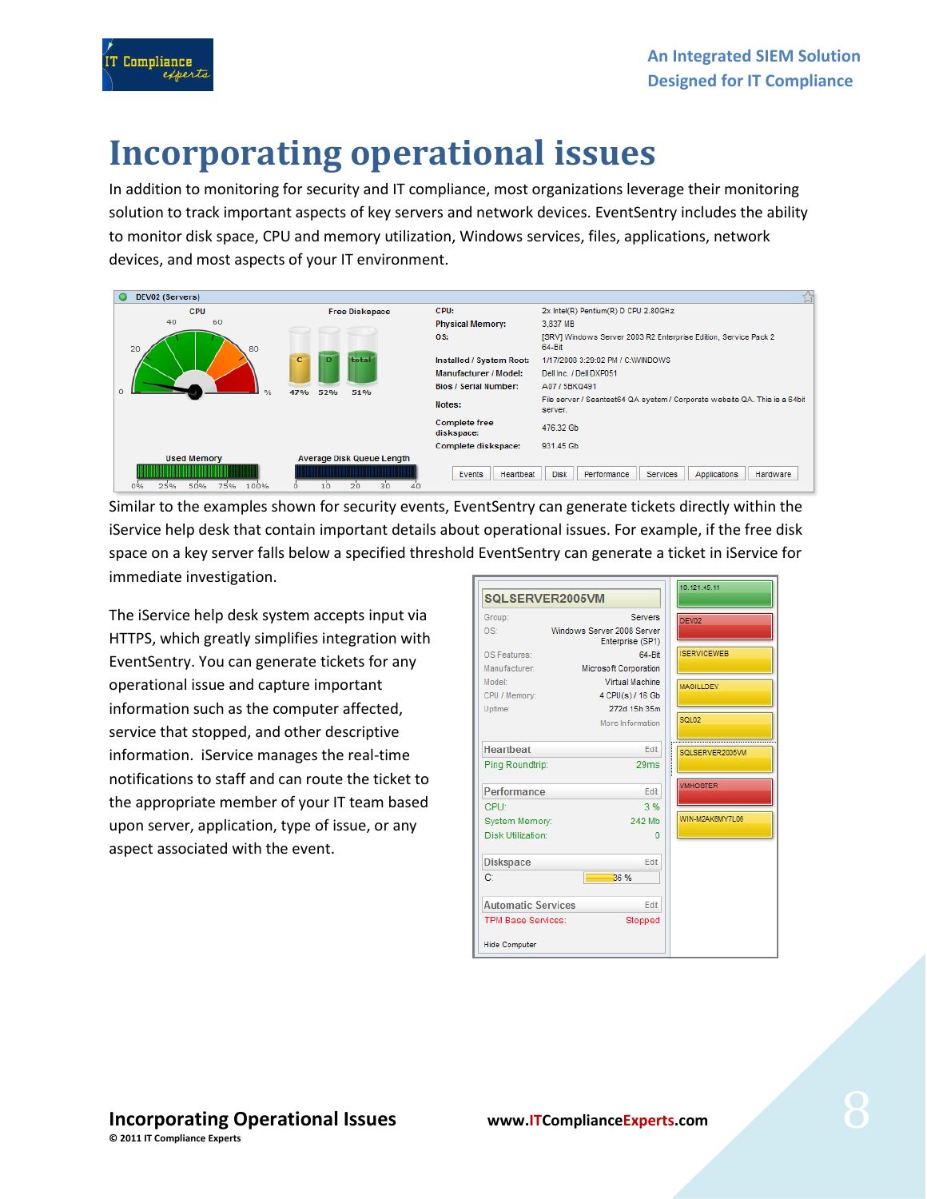# Incorporating operational issues

In addition to monitoring for security and IT compliance, most organizations leverage their monitoring solution to track important aspects of key servers and network devices. EventSentry includes the ability to monitor disk space, CPU and memory utilization, Windows services, files, applications, network devices, and most aspects of your IT environment.

Similar to the examples shown for security events, EventSentry can generate tickets directly within the iService help desk that contain important details about operational issues. For example, if the free disk space on a key server falls below a specified threshold EventSentry can generate a ticket in iService for immediate investigation.

The iService help desk system accepts input via HTTPS, which greatly simplifies integration with EventSentry. You can generate tickets for any operational issue and capture important information such as the computer affected, service that stopped, and other descriptive information. iService manages the real-time notifications to staff and can route the ticket to the appropriate member of your IT team based upon server, application, type of issue, or any aspect associated with the event.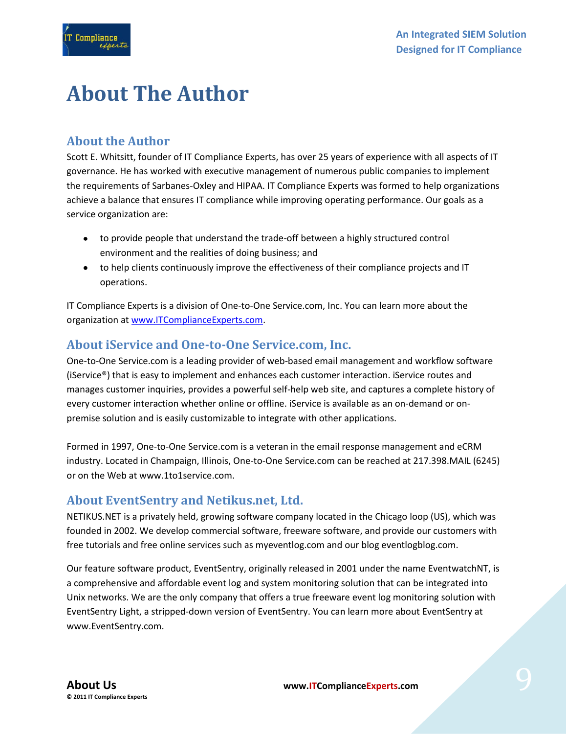# About The Author

## About the Author

Scott E. Whitsitt, founder of IT Compliance Experts, has over 25 years of experience with all aspects of IT governance. He has worked with executive management of numerous public companies to implement the requirements of Sarbanes-Oxley and HIPAA. IT Compliance Experts was formed to help organizations achieve a balance that ensures IT compliance while improving operating performance. Our goals as a service organization are:

- to provide people that understand the trade-off between a highly structured control environment and the realities of doing business; and
- to help clients continuously improve the effectiveness of their compliance projects and IT operations.

IT Compliance Experts is a division of One-to-One Service.com, Inc. You can learn more about the organization at www.ITComplianceExperts.com.

## About iService and One-to-One Service.com, Inc.

One-to-One Service.com is a leading provider of web-based email management and workflow software (iService®) that is easy to implement and enhances each customer interaction. iService routes and manages customer inquiries, provides a powerful self-help web site, and captures a complete history of every customer interaction whether online or offline. iService is available as an on-demand or on-premise solution and is easily customizable to integrate with other applications.

Formed in 1997, One-to-One Service.com is a veteran in the email response management and eCRM industry. Located in Champaign, Illinois, One-to-One Service.com can be reached at 217.398.MAIL (6245) or on the Web at www.1to1service.com.

## About EventSentry and Netikus.net, Ltd.

NETIKUS.NET is a privately held, growing software company located in the Chicago loop (US), which was founded in 2002. We develop commercial software, freeware software, and provide our customers with free tutorials and free online services such as myeventlog.com and our blog eventlogblog.com.

Our feature software product, EventSentry, originally released in 2001 under the name EventwatchNT, is a comprehensive and affordable event log and system monitoring solution that can be integrated into Unix networks. We are the only company that offers a true freeware event log monitoring solution with EventSentry Light, a stripped-down version of EventSentry. You can learn more about EventSentry at www.EventSentry.com.